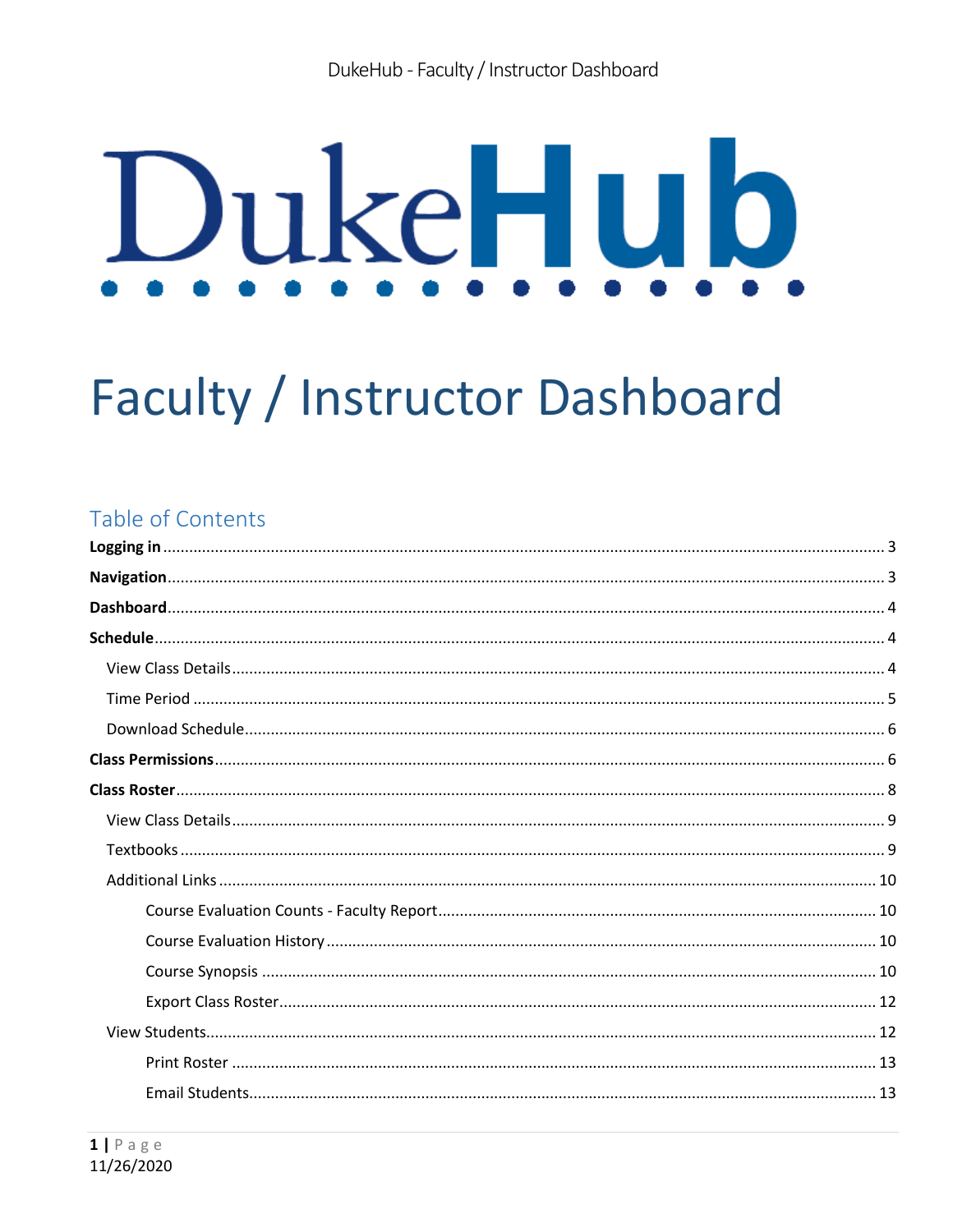# DukeHub

# Faculty / Instructor Dashboard

## Table of Contents

**Logging in** ........ 3

**Navigation** ........ 3

**Dashboard** ........ 4

**Schedule** ........ 4

- View Class Details ........ 4
- Time Period ........ 5
- Download Schedule ........ 6

**Class Permissions** ........ 6

**Class Roster** ........ 8

- View Class Details ........ 9
- Textbooks ........ 9
- Additional Links ........ 10
  - Course Evaluation Counts - Faculty Report ........ 10
  - Course Evaluation History ........ 10
  - Course Synopsis ........ 10
  - Export Class Roster ........ 12
- View Students ........ 12
  - Print Roster ........ 13
  - Email Students ........ 13

11/26/2020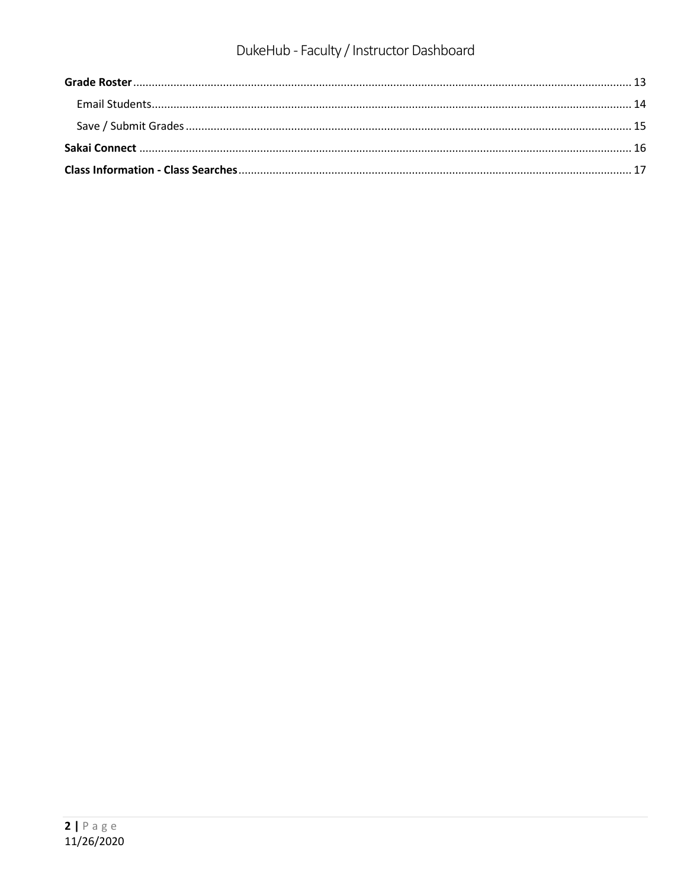**Grade Roster** .......... 13

Email Students .......... 14

Save / Submit Grades .......... 15

**Sakai Connect** .......... 16

**Class Information - Class Searches** .......... 17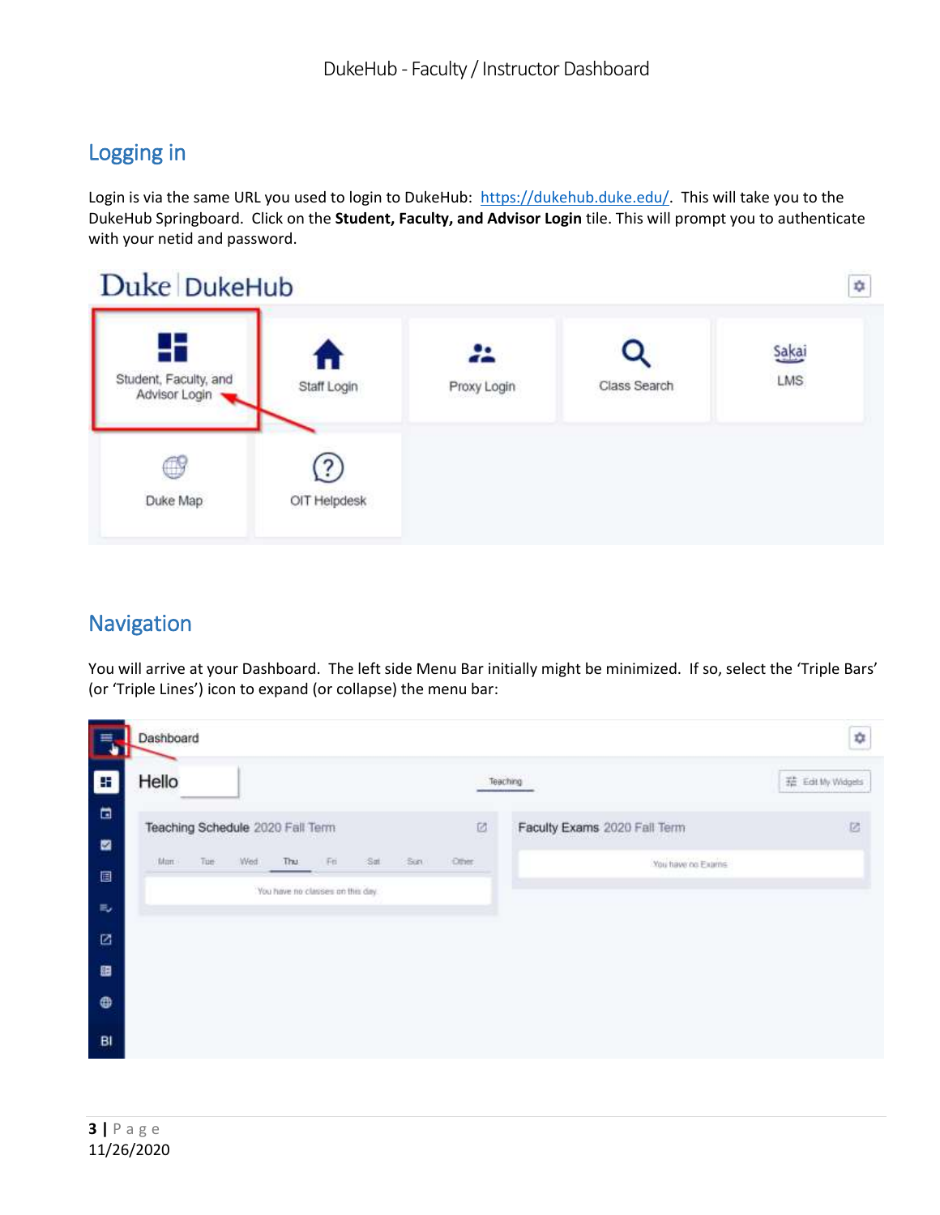## Logging in

Login is via the same URL you used to login to DukeHub: https://dukehub.duke.edu/. This will take you to the DukeHub Springboard. Click on the **Student, Faculty, and Advisor Login** tile. This will prompt you to authenticate with your netid and password.

## Navigation

You will arrive at your Dashboard. The left side Menu Bar initially might be minimized. If so, select the 'Triple Bars' (or 'Triple Lines') icon to expand (or collapse) the menu bar: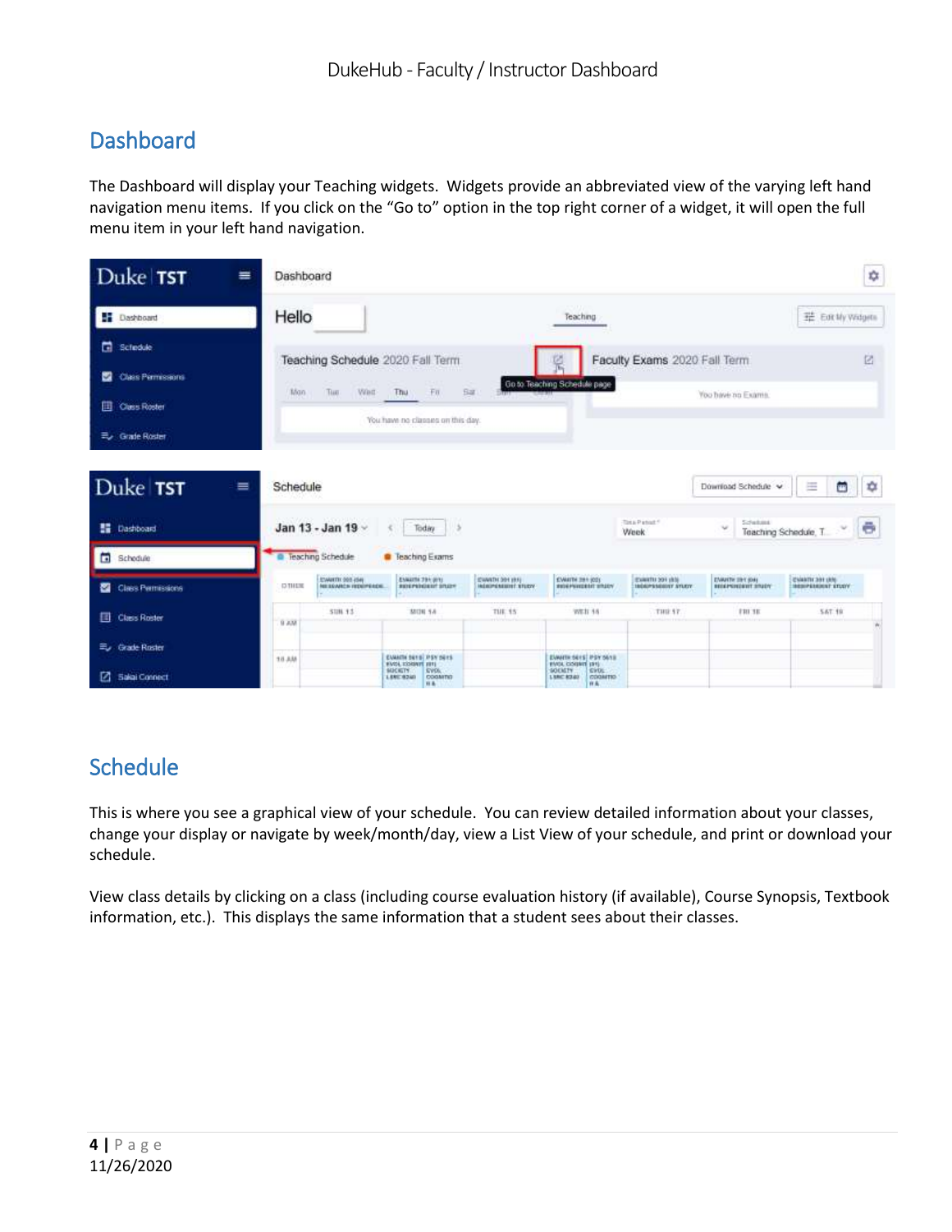## Dashboard

The Dashboard will display your Teaching widgets. Widgets provide an abbreviated view of the varying left hand navigation menu items. If you click on the "Go to" option in the top right corner of a widget, it will open the full menu item in your left hand navigation.

## Schedule

This is where you see a graphical view of your schedule. You can review detailed information about your classes, change your display or navigate by week/month/day, view a List View of your schedule, and print or download your schedule.

View class details by clicking on a class (including course evaluation history (if available), Course Synopsis, Textbook information, etc.). This displays the same information that a student sees about their classes.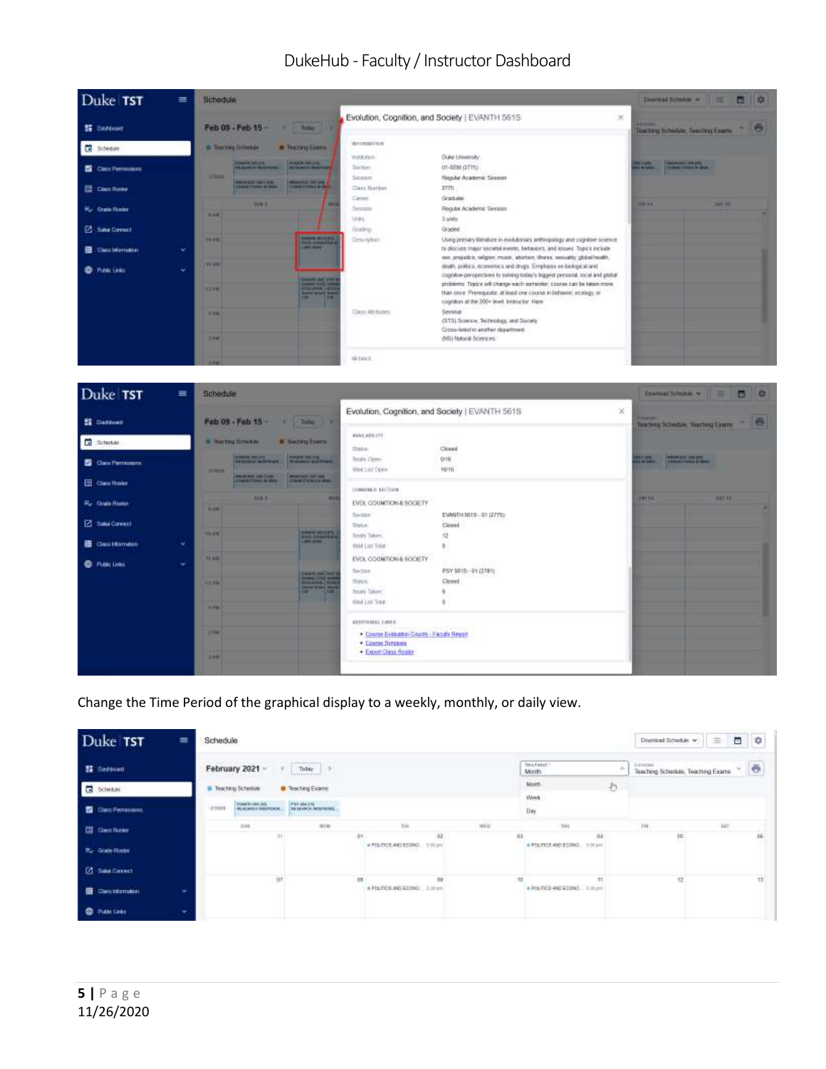Change the Time Period of the graphical display to a weekly, monthly, or daily view.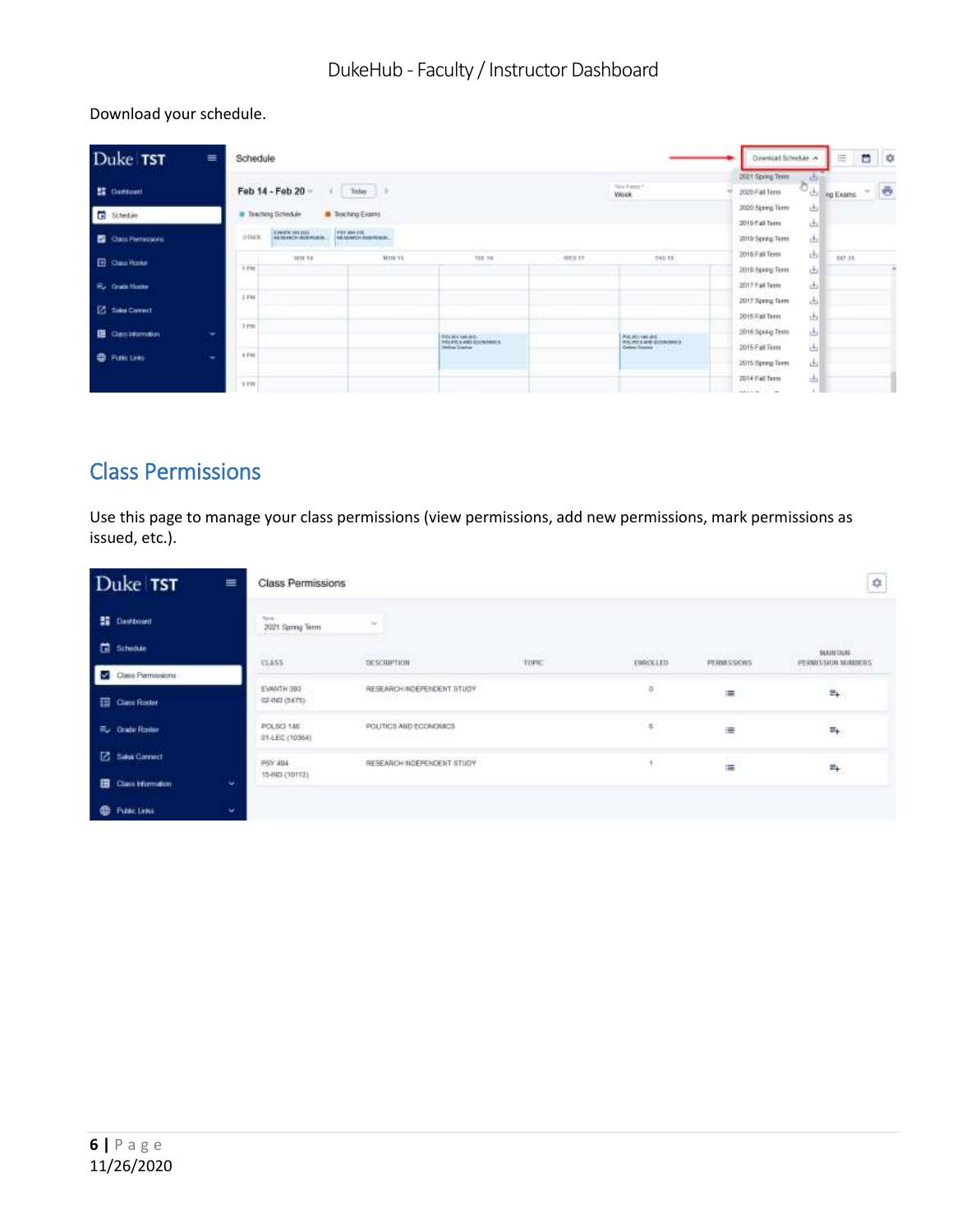Download your schedule.

## Class Permissions

Use this page to manage your class permissions (view permissions, add new permissions, mark permissions as issued, etc.).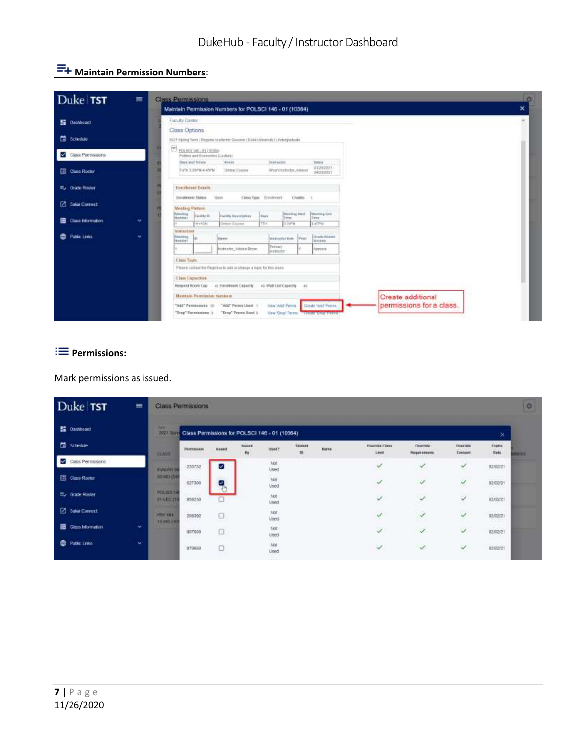## Maintain Permission Numbers:

## Permissions:

Mark permissions as issued.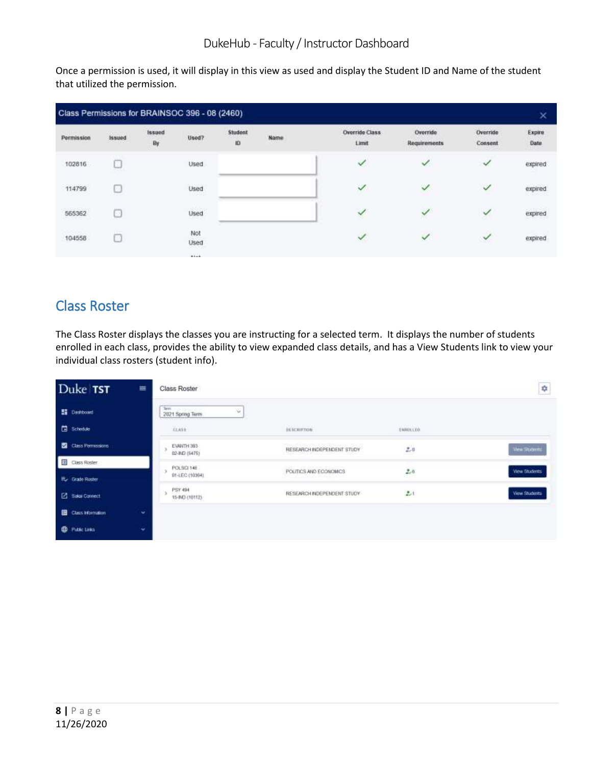Once a permission is used, it will display in this view as used and display the Student ID and Name of the student that utilized the permission.

Class Permissions for BRAINSOC 396 - 08 (2460)

| Permission | Issued | Issued By | Used? | Student ID | Name | Override Class Limit | Override Requirements | Override Consent | Expire Date |
|---|---|---|---|---|---|---|---|---|---|
| 102816 | ☐ | | Used | | | ✓ | ✓ | ✓ | expired |
| 114799 | ☐ | | Used | | | ✓ | ✓ | ✓ | expired |
| 565362 | ☐ | | Used | | | ✓ | ✓ | ✓ | expired |
| 104558 | ☐ | | Not Used | | | ✓ | ✓ | ✓ | expired |

## Class Roster

The Class Roster displays the classes you are instructing for a selected term. It displays the number of students enrolled in each class, provides the ability to view expanded class details, and has a View Students link to view your individual class rosters (student info).

Duke TST

- Dashboard
- Schedule
- Class Permissions
- Class Roster
- Grade Roster
- Sakai Connect
- Class Information
- Public Links

Class Roster

Term: 2021 Spring Term

| CLASS | DESCRIPTION | ENROLLED | |
|---|---|---|---|
| EVANTH 393 02-IND (5475) | RESEARCH INDEPENDENT STUDY | 0 | View Students |
| POLSCI 146 01-LEC (10364) | POLITICS AND ECONOMICS | 6 | View Students |
| PSY 494 15-IND (10112) | RESEARCH INDEPENDENT STUDY | 1 | View Students |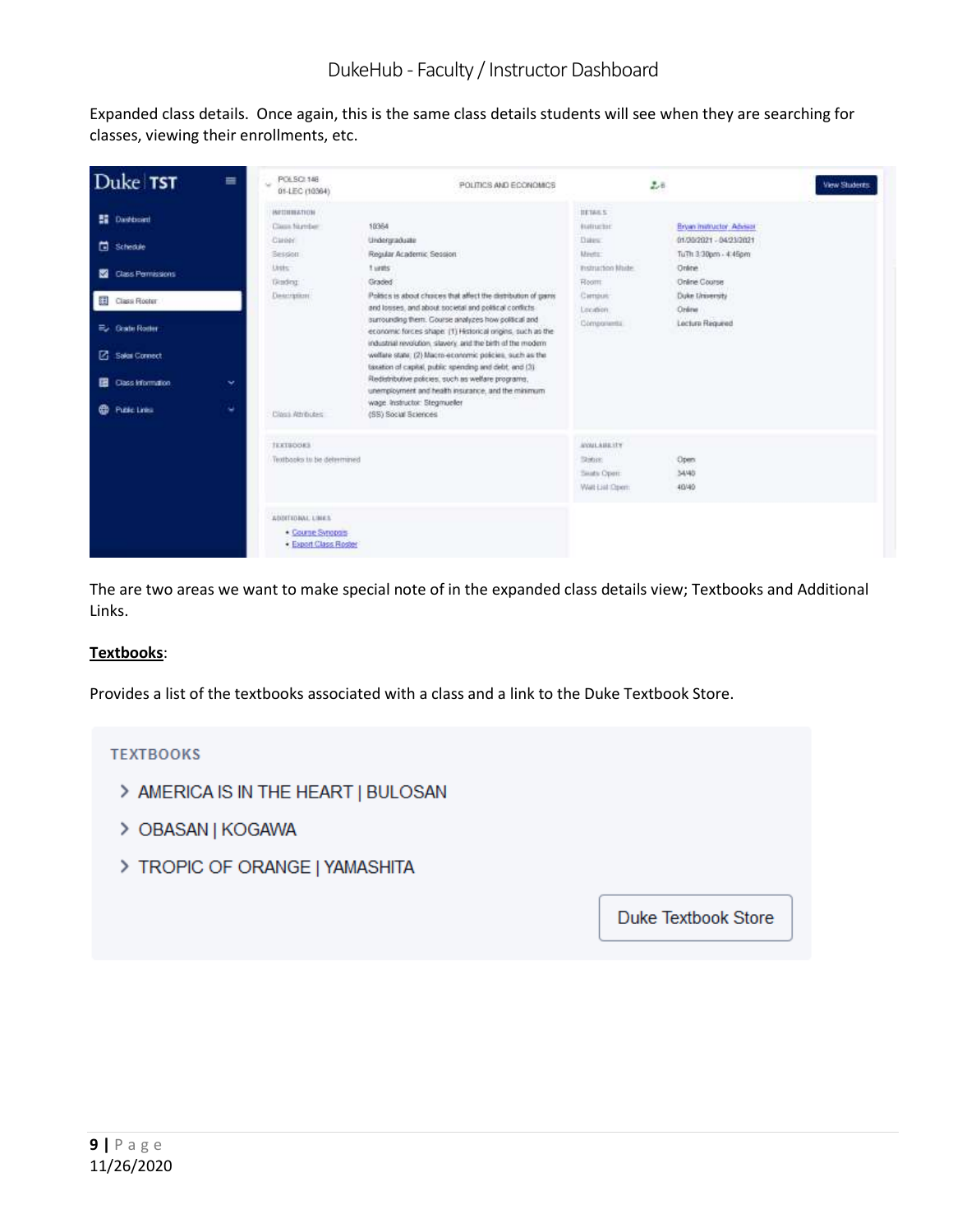Expanded class details. Once again, this is the same class details students will see when they are searching for classes, viewing their enrollments, etc.

Duke | TST

- Dashboard
- Schedule
- Class Permissions
- Class Roster
- Grade Roster
- Sakai Connect
- Class Information
- Public Links

POLSCI 146
01-LEC (10364)

POLITICS AND ECONOMICS

View Students

INFORMATION

| | |
|---|---|
| Class Number | 10364 |
| Career | Undergraduate |
| Session | Regular Academic Session |
| Units | 1 units |
| Grading | Graded |
| Description | Politics is about choices that affect the distribution of gains and losses, and about societal and political conflicts surrounding them. Course analyzes how political and economic forces shape: (1) Historical origins, such as the industrial revolution, slavery, and the birth of the modern welfare state; (2) Macro-economic policies, such as the taxation of capital, public spending and debt; and (3) Redistributive policies, such as welfare programs, unemployment and health insurance, and the minimum wage. Instructor: Stegmueller |
| Class Attributes | (SS) Social Sciences |

DETAILS

| | |
|---|---|
| Instructor | Bryan Instructor Advisor |
| Dates | 01/20/2021 - 04/23/2021 |
| Meets | TuTh 3:30pm - 4:45pm |
| Instruction Mode | Online |
| Room | Online Course |
| Campus | Duke University |
| Location | Online |
| Components | Lecture Required |

TEXTBOOKS

Textbooks to be determined

AVAILABILITY

| | |
|---|---|
| Status | Open |
| Seats Open | 34/40 |
| Wait List Open | 40/40 |

ADDITIONAL LINKS

- Course Synopsis
- Export Class Roster

The are two areas we want to make special note of in the expanded class details view; Textbooks and Additional Links.

**Textbooks**:

Provides a list of the textbooks associated with a class and a link to the Duke Textbook Store.

TEXTBOOKS

- AMERICA IS IN THE HEART | BULOSAN
- OBASAN | KOGAWA
- TROPIC OF ORANGE | YAMASHITA

Duke Textbook Store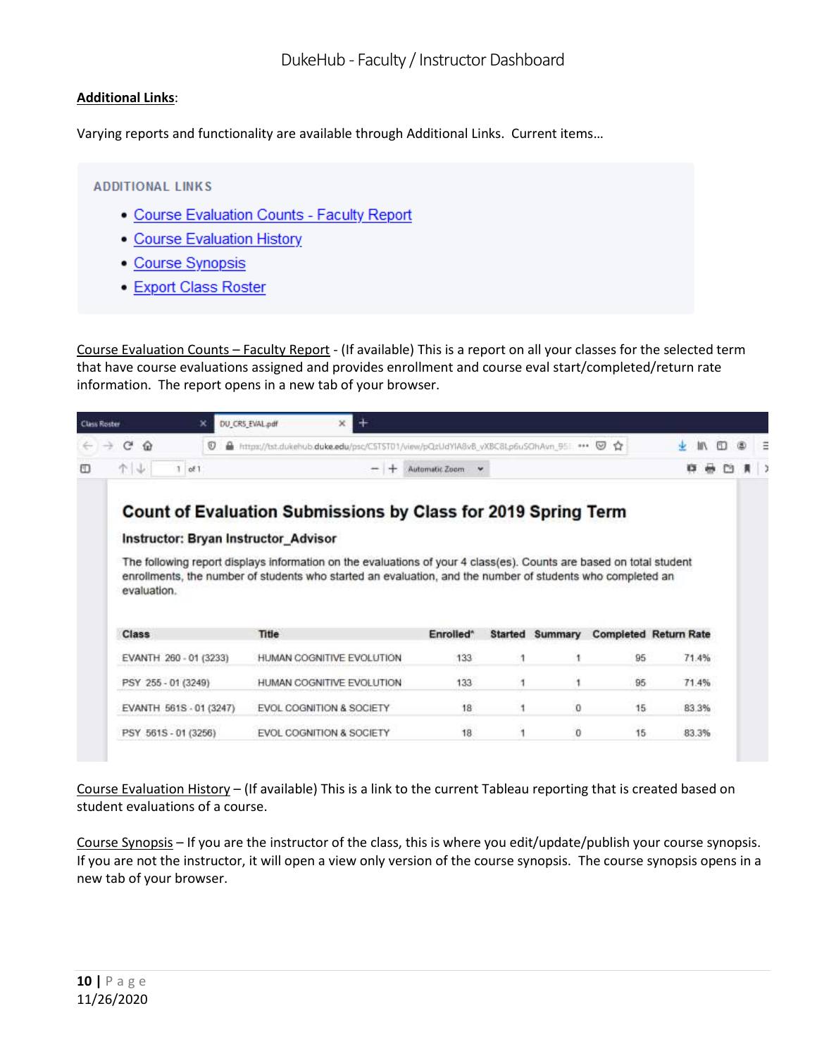**Additional Links**:

Varying reports and functionality are available through Additional Links. Current items…

ADDITIONAL LINKS

- Course Evaluation Counts - Faculty Report
- Course Evaluation History
- Course Synopsis
- Export Class Roster

Course Evaluation Counts – Faculty Report - (If available) This is a report on all your classes for the selected term that have course evaluations assigned and provides enrollment and course eval start/completed/return rate information. The report opens in a new tab of your browser.

## Count of Evaluation Submissions by Class for 2019 Spring Term

**Instructor: Bryan Instructor_Advisor**

The following report displays information on the evaluations of your 4 class(es). Counts are based on total student enrollments, the number of students who started an evaluation, and the number of students who completed an evaluation.

| Class | Title | Enrolled* | Started | Summary | Completed | Return Rate |
|---|---|---|---|---|---|---|
| EVANTH 260 - 01 (3233) | HUMAN COGNITIVE EVOLUTION | 133 | 1 | 1 | 95 | 71.4% |
| PSY 255 - 01 (3249) | HUMAN COGNITIVE EVOLUTION | 133 | 1 | 1 | 95 | 71.4% |
| EVANTH 561S - 01 (3247) | EVOL COGNITION & SOCIETY | 18 | 1 | 0 | 15 | 83.3% |
| PSY 561S - 01 (3256) | EVOL COGNITION & SOCIETY | 18 | 1 | 0 | 15 | 83.3% |

Course Evaluation History – (If available) This is a link to the current Tableau reporting that is created based on student evaluations of a course.

Course Synopsis – If you are the instructor of the class, this is where you edit/update/publish your course synopsis. If you are not the instructor, it will open a view only version of the course synopsis. The course synopsis opens in a new tab of your browser.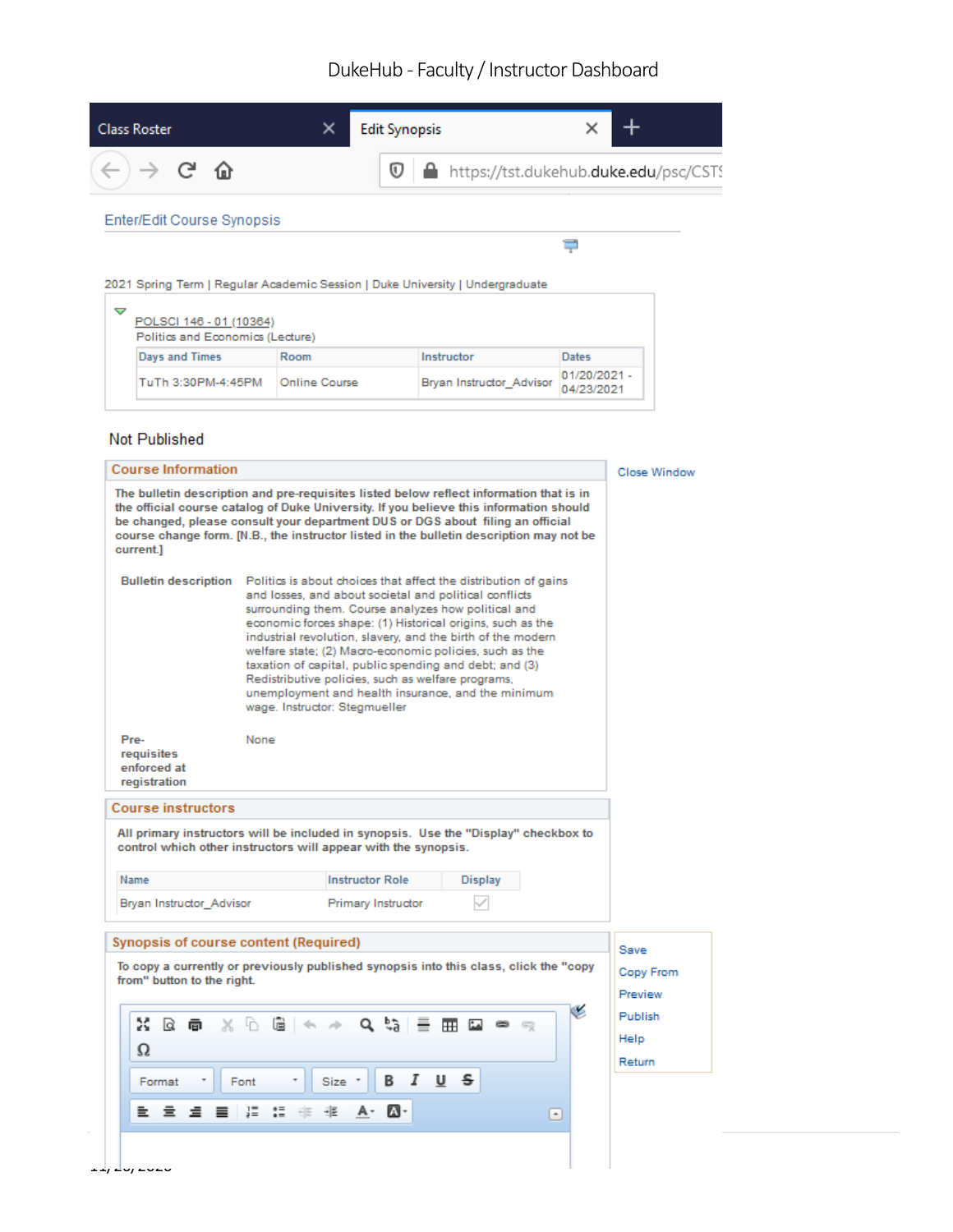DukeHub - Faculty / Instructor Dashboard

Class Roster | Edit Synopsis

https://tst.dukehub.duke.edu/psc/CSTS

Enter/Edit Course Synopsis

2021 Spring Term | Regular Academic Session | Duke University | Undergraduate

POLSCI 146 - 01 (10364)
Politics and Economics (Lecture)

| Days and Times | Room | Instructor | Dates |
|---|---|---|---|
| TuTh 3:30PM-4:45PM | Online Course | Bryan Instructor_Advisor | 01/20/2021 - 04/23/2021 |

Not Published

Close Window

**Course Information**

**The bulletin description and pre-requisites listed below reflect information that is in the official course catalog of Duke University. If you believe this information should be changed, please consult your department DUS or DGS about filing an official course change form. [N.B., the instructor listed in the bulletin description may not be current.]**

**Bulletin description** Politics is about choices that affect the distribution of gains and losses, and about societal and political conflicts surrounding them. Course analyzes how political and economic forces shape: (1) Historical origins, such as the industrial revolution, slavery, and the birth of the modern welfare state; (2) Macro-economic policies, such as the taxation of capital, public spending and debt; and (3) Redistributive policies, such as welfare programs, unemployment and health insurance, and the minimum wage. Instructor: Stegmueller

**Pre-requisites enforced at registration** None

**Course instructors**

**All primary instructors will be included in synopsis. Use the "Display" checkbox to control which other instructors will appear with the synopsis.**

| Name | Instructor Role | Display |
|---|---|---|
| Bryan Instructor_Advisor | Primary Instructor | ☑ |

**Synopsis of course content (Required)**

**To copy a currently or previously published synopsis into this class, click the "copy from" button to the right.**

Format | Font | Size

Save
Copy From
Preview
Publish
Help
Return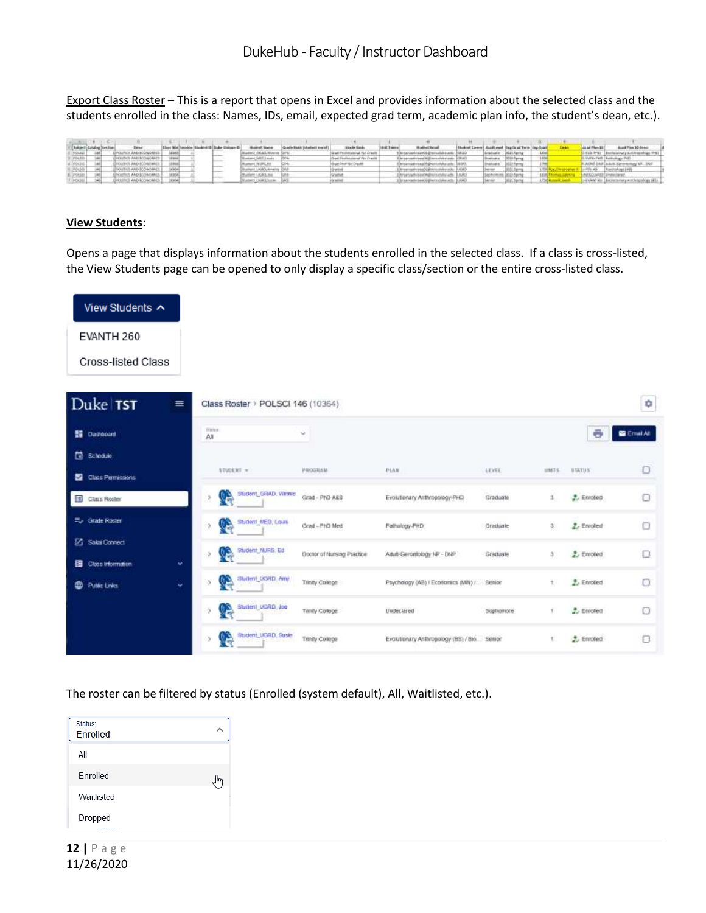Export Class Roster – This is a report that opens in Excel and provides information about the selected class and the students enrolled in the class: Names, IDs, email, expected grad term, academic plan info, the student's dean, etc.).

**View Students**:

Opens a page that displays information about the students enrolled in the selected class. If a class is cross-listed, the View Students page can be opened to only display a specific class/section or the entire cross-listed class.

The roster can be filtered by status (Enrolled (system default), All, Waitlisted, etc.).

12 | Page
11/26/2020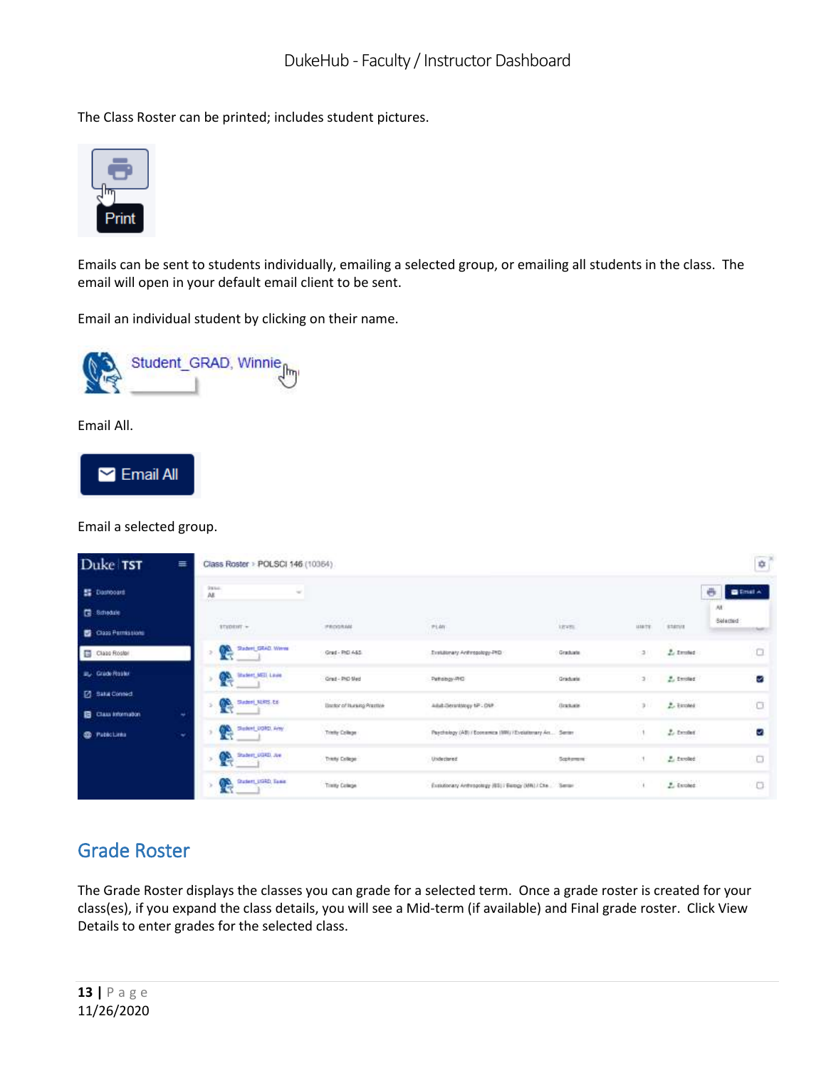The Class Roster can be printed; includes student pictures.

Emails can be sent to students individually, emailing a selected group, or emailing all students in the class. The email will open in your default email client to be sent.

Email an individual student by clicking on their name.

Email All.

Email a selected group.

## Grade Roster

The Grade Roster displays the classes you can grade for a selected term. Once a grade roster is created for your class(es), if you expand the class details, you will see a Mid-term (if available) and Final grade roster. Click View Details to enter grades for the selected class.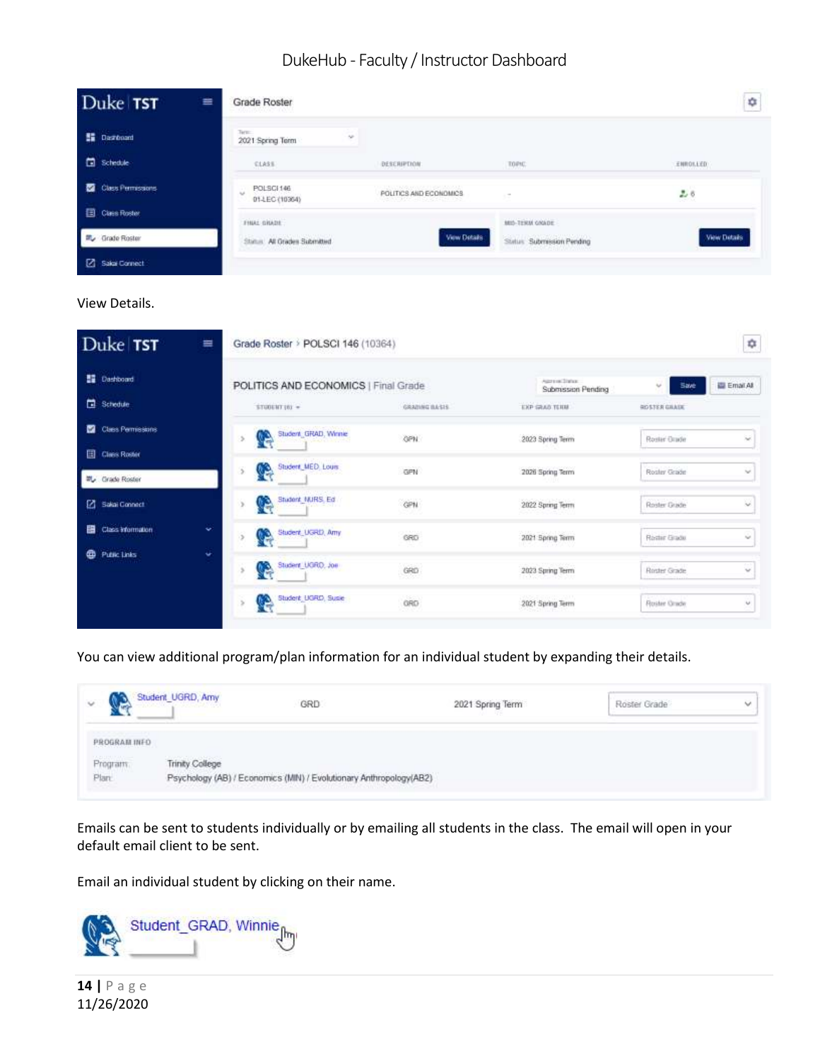View Details.

You can view additional program/plan information for an individual student by expanding their details.

Emails can be sent to students individually or by emailing all students in the class. The email will open in your default email client to be sent.

Email an individual student by clicking on their name.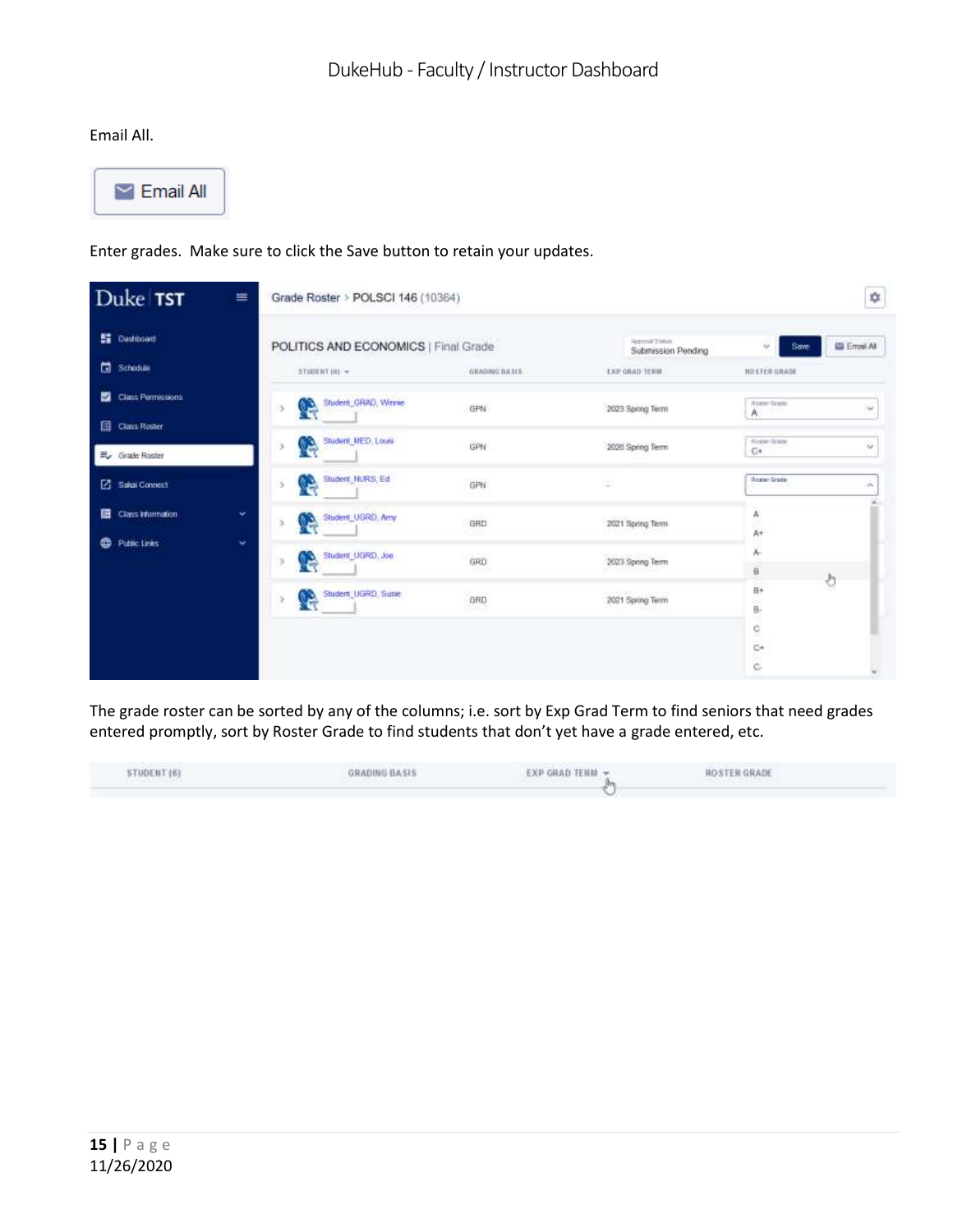Email All.

Enter grades. Make sure to click the Save button to retain your updates.

The grade roster can be sorted by any of the columns; i.e. sort by Exp Grad Term to find seniors that need grades entered promptly, sort by Roster Grade to find students that don't yet have a grade entered, etc.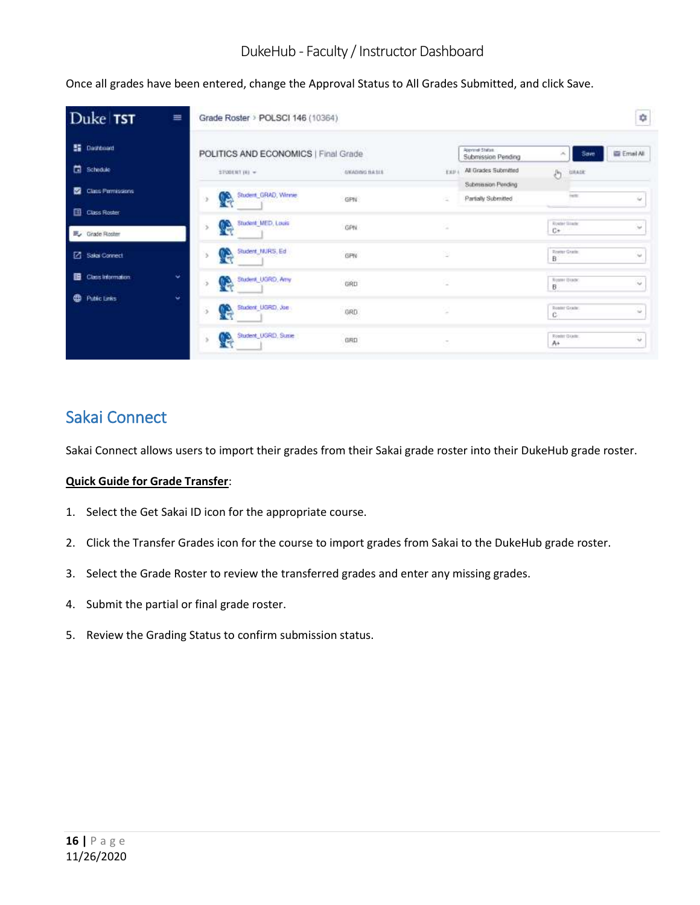Once all grades have been entered, change the Approval Status to All Grades Submitted, and click Save.

## Sakai Connect

Sakai Connect allows users to import their grades from their Sakai grade roster into their DukeHub grade roster.

**Quick Guide for Grade Transfer**:

1. Select the Get Sakai ID icon for the appropriate course.
2. Click the Transfer Grades icon for the course to import grades from Sakai to the DukeHub grade roster.
3. Select the Grade Roster to review the transferred grades and enter any missing grades.
4. Submit the partial or final grade roster.
5. Review the Grading Status to confirm submission status.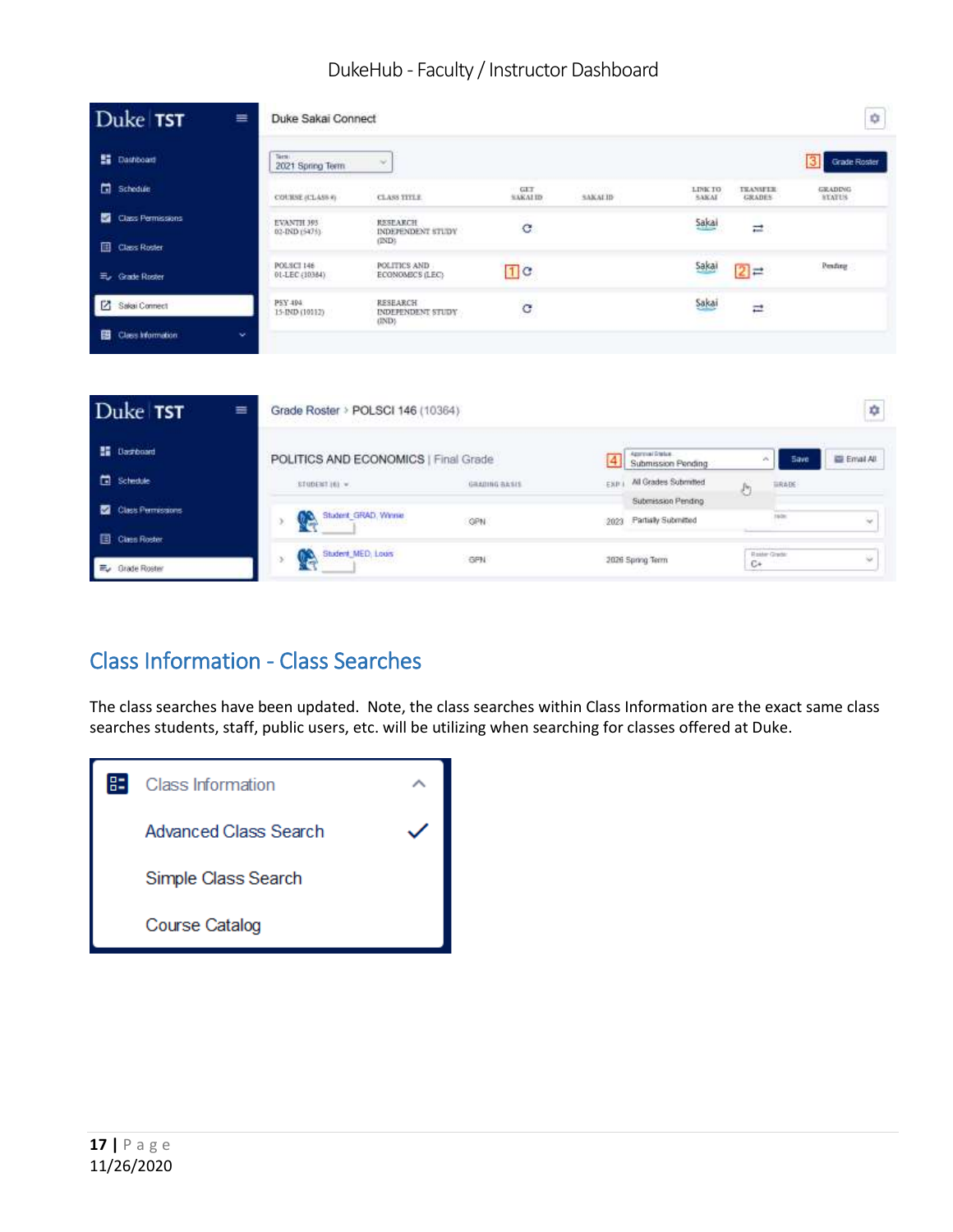## Class Information - Class Searches

The class searches have been updated. Note, the class searches within Class Information are the exact same class searches students, staff, public users, etc. will be utilizing when searching for classes offered at Duke.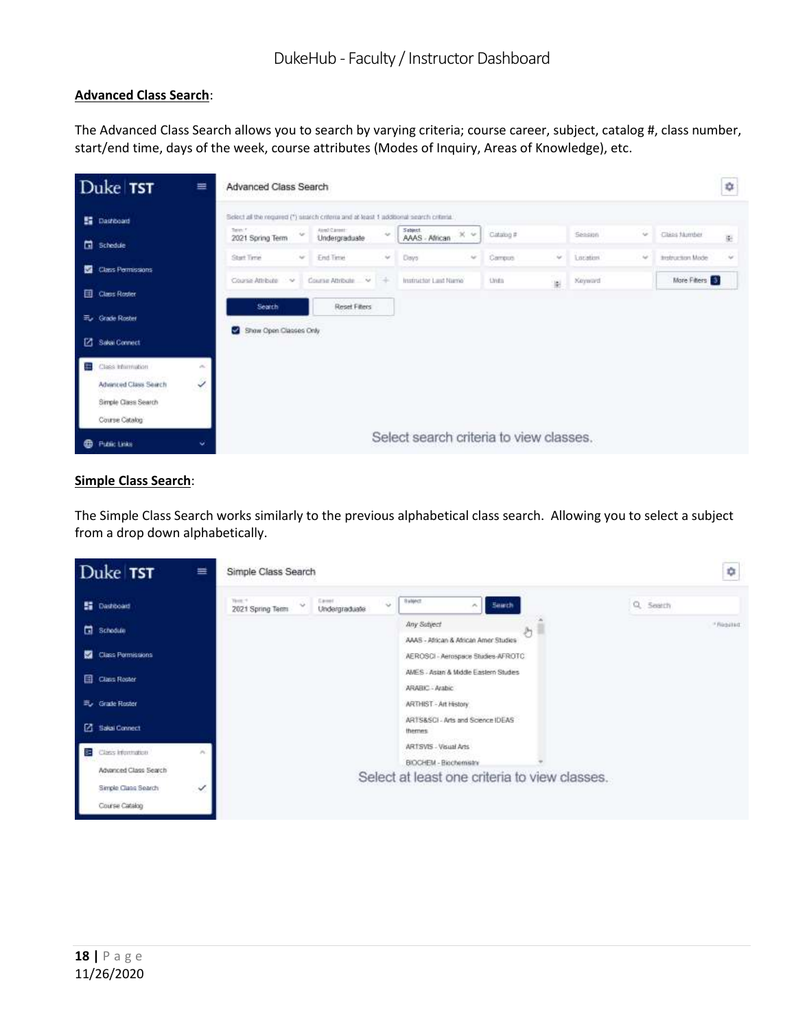**Advanced Class Search**:

The Advanced Class Search allows you to search by varying criteria; course career, subject, catalog #, class number, start/end time, days of the week, course attributes (Modes of Inquiry, Areas of Knowledge), etc.

**Simple Class Search**:

The Simple Class Search works similarly to the previous alphabetical class search. Allowing you to select a subject from a drop down alphabetically.

11/26/2020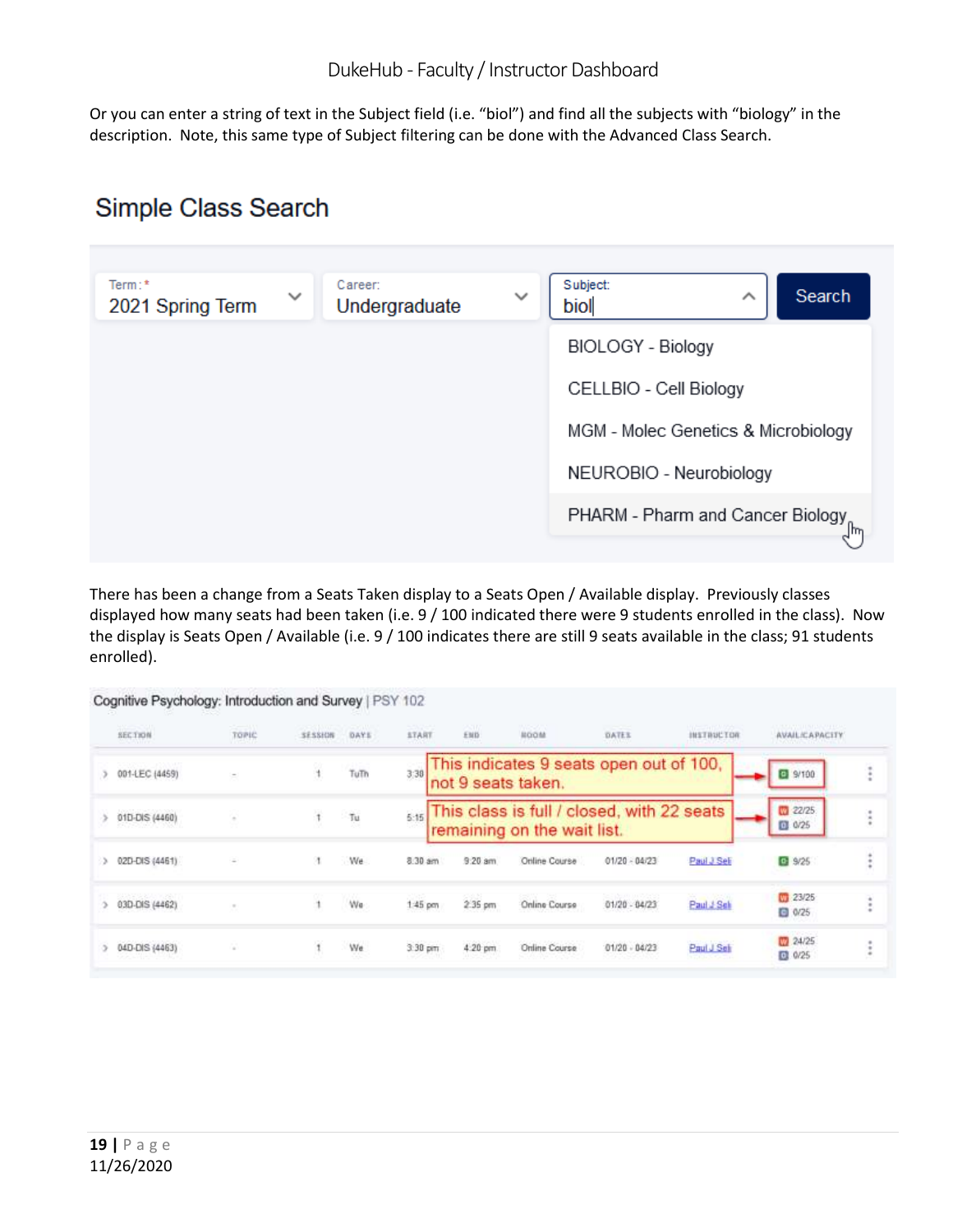Or you can enter a string of text in the Subject field (i.e. "biol") and find all the subjects with "biology" in the description. Note, this same type of Subject filtering can be done with the Advanced Class Search.

## Simple Class Search

Term: * 2021 Spring Term

Career: Undergraduate

Subject: biol

Search

BIOLOGY - Biology

CELLBIO - Cell Biology

MGM - Molec Genetics & Microbiology

NEUROBIO - Neurobiology

PHARM - Pharm and Cancer Biology

There has been a change from a Seats Taken display to a Seats Open / Available display. Previously classes displayed how many seats had been taken (i.e. 9 / 100 indicated there were 9 students enrolled in the class). Now the display is Seats Open / Available (i.e. 9 / 100 indicates there are still 9 seats available in the class; 91 students enrolled).

Cognitive Psychology: Introduction and Survey | PSY 102

| SECTION | TOPIC | SESSION | DAYS | START | END | ROOM | DATES | INSTRUCTOR | AVAIL/CAPACITY |
|---|---|---|---|---|---|---|---|---|---|
| 001-LEC (4459) | - | 1 | TuTh | 3:30 | | | | | 9/100 |
| 01D-DIS (4460) | - | 1 | Tu | 5:15 | | | | | 22/25 0/25 |
| 02D-DIS (4461) | - | 1 | We | 8:30 am | 9:20 am | Online Course | 01/20 - 04/23 | Paul J Seli | 9/25 |
| 03D-DIS (4462) | - | 1 | We | 1:45 pm | 2:35 pm | Online Course | 01/20 - 04/23 | Paul J Seli | 23/25 0/25 |
| 04D-DIS (4463) | - | 1 | We | 3:30 pm | 4:20 pm | Online Course | 01/20 - 04/23 | Paul J Seli | 24/25 0/25 |

This indicates 9 seats open out of 100, not 9 seats taken.

This class is full / closed, with 22 seats remaining on the wait list.

11/26/2020